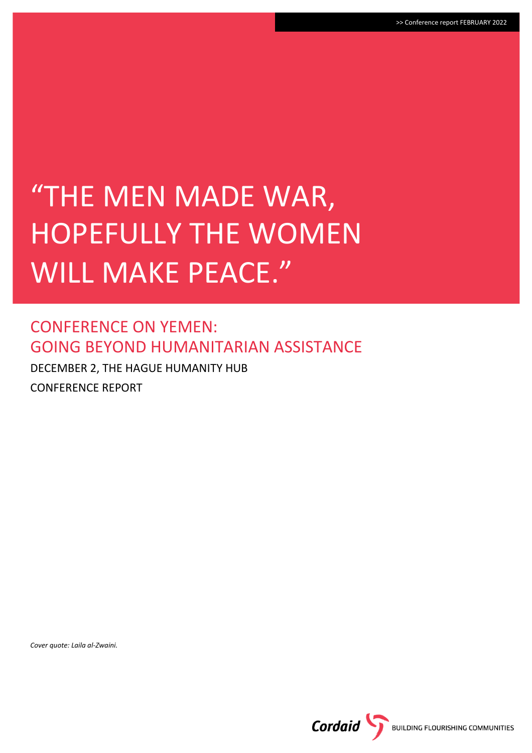>> Conference report FEBRUARY 2022

# “THE MEN MADE WAR, HOPEFULLY THE WOMEN WILL MAKE PEACE.”

## CONFERENCE ON YEMEN: GOING BEYOND HUMANITARIAN ASSISTANCE

DECEMBER 2, THE HAGUE HUMANITY HUB

CONFERENCE REPORT

*Cover quote: Laila al-Zwaini.*

Cordaid BUILDING FLOURISHING COMMUNITIES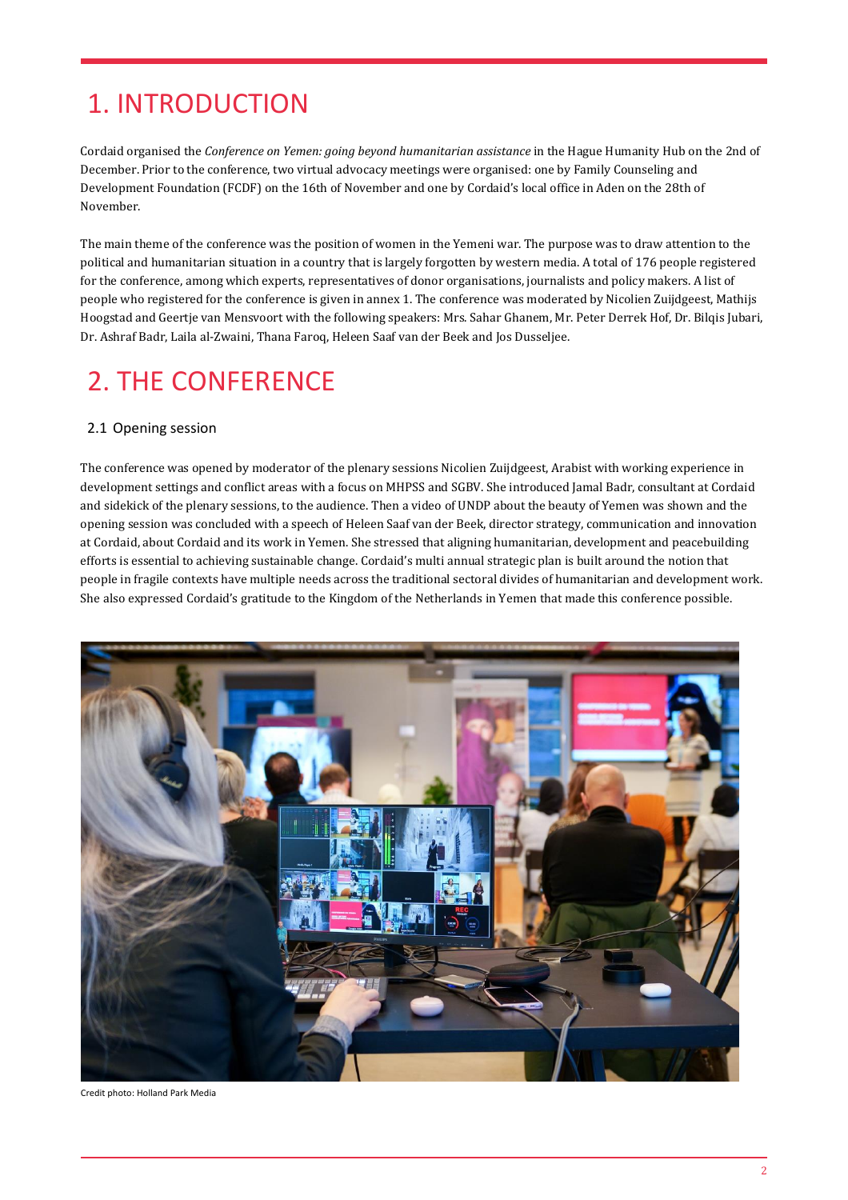# 1. INTRODUCTION

Cordaid organised the *Conference on Yemen: going beyond humanitarian assistance* in the Hague Humanity Hub on the 2nd of December. Prior to the conference, two virtual advocacy meetings were organised: one by Family Counseling and Development Foundation (FCDF) on the 16th of November and one by Cordaid's local office in Aden on the 28th of November.

The main theme of the conference was the position of women in the Yemeni war. The purpose was to draw attention to the political and humanitarian situation in a country that is largely forgotten by western media. A total of 176 people registered for the conference, among which experts, representatives of donor organisations, journalists and policy makers. A list of people who registered for the conference is given in annex 1. The conference was moderated by Nicolien Zuijdgeest, Mathijs Hoogstad and Geertje van Mensvoort with the following speakers: Mrs. Sahar Ghanem, Mr. Peter Derrek Hof, Dr. Bilqis Jubari, Dr. Ashraf Badr, Laila al-Zwaini, Thana Faroq, Heleen Saaf van der Beek and Jos Dusseljee.

# 2. THE CONFERENCE

## 2.1 Opening session

The conference was opened by moderator of the plenary sessions Nicolien Zuijdgeest, Arabist with working experience in development settings and conflict areas with a focus on MHPSS and SGBV. She introduced Jamal Badr, consultant at Cordaid and sidekick of the plenary sessions, to the audience. Then a video of UNDP about the beauty of Yemen was shown and the opening session was concluded with a speech of Heleen Saaf van der Beek, director strategy, communication and innovation at Cordaid, about Cordaid and its work in Yemen. She stressed that aligning humanitarian, development and peacebuilding efforts is essential to achieving sustainable change. Cordaid's multi annual strategic plan is built around the notion that people in fragile contexts have multiple needs across the traditional sectoral divides of humanitarian and development work. She also expressed Cordaid's gratitude to the Kingdom of the Netherlands in Yemen that made this conference possible.

Credit photo: Holland Park Media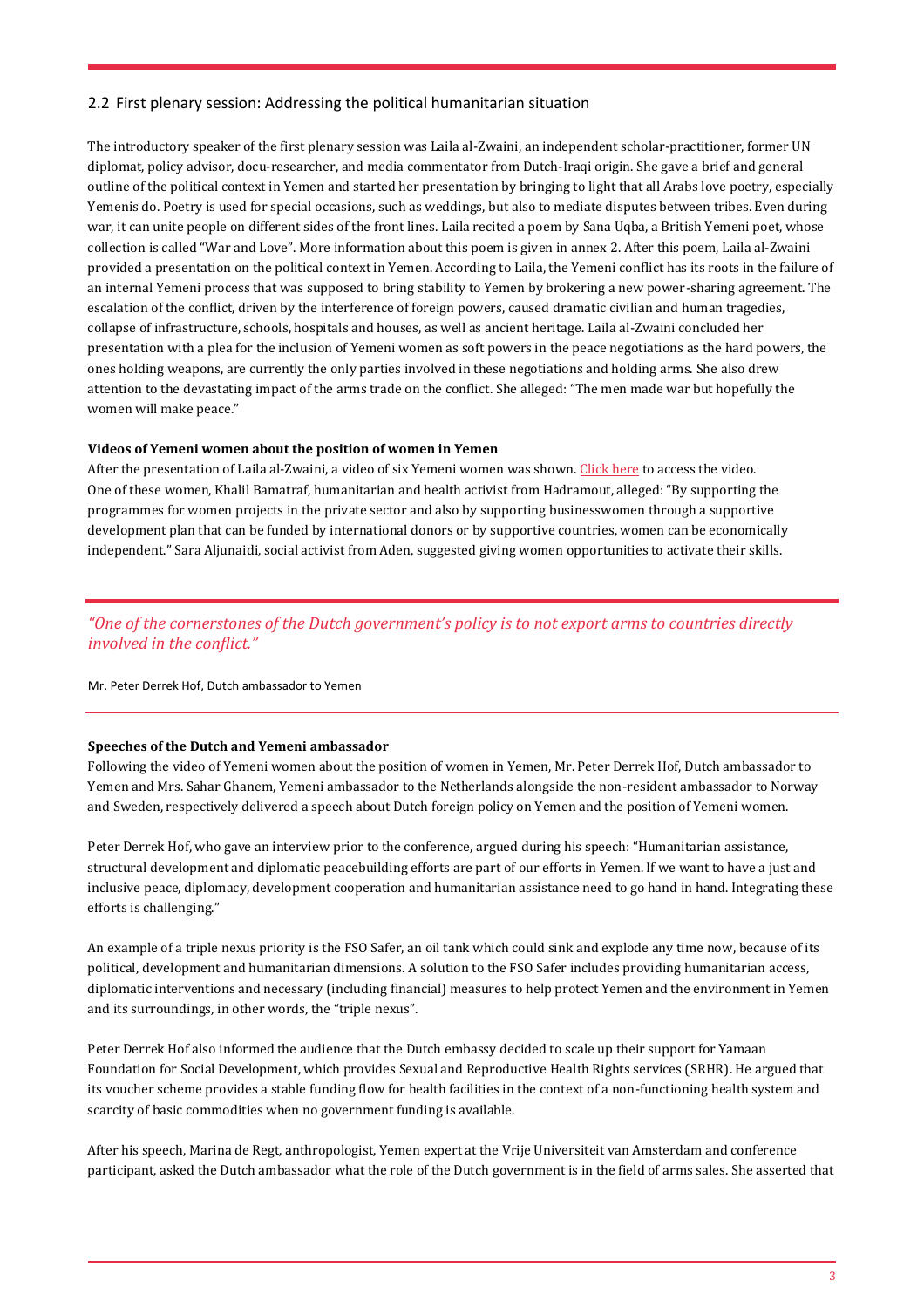## 2.2 First plenary session: Addressing the political humanitarian situation

The introductory speaker of the first plenary session was Laila al-Zwaini, an independent scholar-practitioner, former UN diplomat, policy advisor, docu-researcher, and media commentator from Dutch-Iraqi origin. She gave a brief and general outline of the political context in Yemen and started her presentation by bringing to light that all Arabs love poetry, especially Yemenis do. Poetry is used for special occasions, such as weddings, but also to mediate disputes between tribes. Even during war, it can unite people on different sides of the front lines. Laila recited a poem by Sana Uqba, a British Yemeni poet, whose collection is called "War and Love". More information about this poem is given in annex 2. After this poem, Laila al-Zwaini provided a presentation on the political context in Yemen. According to Laila, the Yemeni conflict has its roots in the failure of an internal Yemeni process that was supposed to bring stability to Yemen by brokering a new power-sharing agreement. The escalation of the conflict, driven by the interference of foreign powers, caused dramatic civilian and human tragedies, collapse of infrastructure, schools, hospitals and houses, as well as ancient heritage. Laila al-Zwaini concluded her presentation with a plea for the inclusion of Yemeni women as soft powers in the peace negotiations as the hard powers, the ones holding weapons, are currently the only parties involved in these negotiations and holding arms. She also drew attention to the devastating impact of the arms trade on the conflict. She alleged: "The men made war but hopefully the women will make peace."

**Videos of Yemeni women about the position of women in Yemen**

After the presentation of Laila al-Zwaini, a video of six Yemeni women was shown. Click here to access the video. One of these women, Khalil Bamatraf, humanitarian and health activist from Hadramout, alleged: "By supporting the programmes for women projects in the private sector and also by supporting businesswomen through a supportive development plan that can be funded by international donors or by supportive countries, women can be economically independent." Sara Aljunaidi, social activist from Aden, suggested giving women opportunities to activate their skills.

> *"One of the cornerstones of the Dutch government's policy is to not export arms to countries directly involved in the conflict."*
>
> Mr. Peter Derrek Hof, Dutch ambassador to Yemen

**Speeches of the Dutch and Yemeni ambassador**

Following the video of Yemeni women about the position of women in Yemen, Mr. Peter Derrek Hof, Dutch ambassador to Yemen and Mrs. Sahar Ghanem, Yemeni ambassador to the Netherlands alongside the non-resident ambassador to Norway and Sweden, respectively delivered a speech about Dutch foreign policy on Yemen and the position of Yemeni women.

Peter Derrek Hof, who gave an interview prior to the conference, argued during his speech: "Humanitarian assistance, structural development and diplomatic peacebuilding efforts are part of our efforts in Yemen. If we want to have a just and inclusive peace, diplomacy, development cooperation and humanitarian assistance need to go hand in hand. Integrating these efforts is challenging."

An example of a triple nexus priority is the FSO Safer, an oil tank which could sink and explode any time now, because of its political, development and humanitarian dimensions. A solution to the FSO Safer includes providing humanitarian access, diplomatic interventions and necessary (including financial) measures to help protect Yemen and the environment in Yemen and its surroundings, in other words, the "triple nexus".

Peter Derrek Hof also informed the audience that the Dutch embassy decided to scale up their support for Yamaan Foundation for Social Development, which provides Sexual and Reproductive Health Rights services (SRHR). He argued that its voucher scheme provides a stable funding flow for health facilities in the context of a non-functioning health system and scarcity of basic commodities when no government funding is available.

After his speech, Marina de Regt, anthropologist, Yemen expert at the Vrije Universiteit van Amsterdam and conference participant, asked the Dutch ambassador what the role of the Dutch government is in the field of arms sales. She asserted that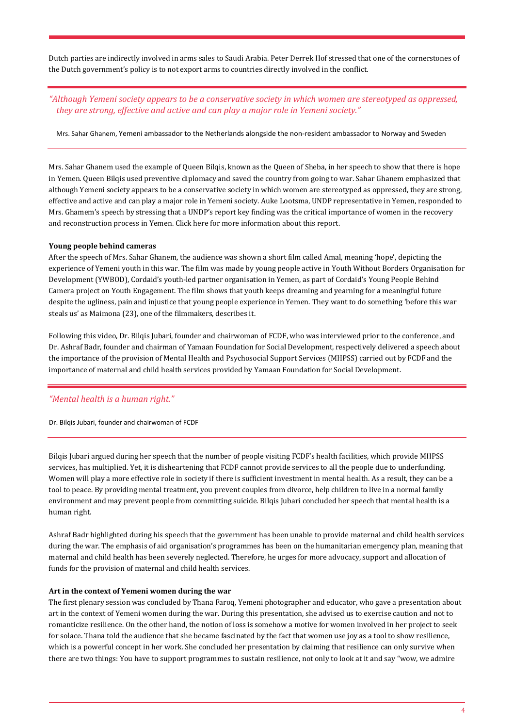Dutch parties are indirectly involved in arms sales to Saudi Arabia. Peter Derrek Hof stressed that one of the cornerstones of the Dutch government's policy is to not export arms to countries directly involved in the conflict.

> *"Although Yemeni society appears to be a conservative society in which women are stereotyped as oppressed, they are strong, effective and active and can play a major role in Yemeni society."*
>
> Mrs. Sahar Ghanem, Yemeni ambassador to the Netherlands alongside the non-resident ambassador to Norway and Sweden

Mrs. Sahar Ghanem used the example of Queen Bilqis, known as the Queen of Sheba, in her speech to show that there is hope in Yemen. Queen Bilqis used preventive diplomacy and saved the country from going to war. Sahar Ghanem emphasized that although Yemeni society appears to be a conservative society in which women are stereotyped as oppressed, they are strong, effective and active and can play a major role in Yemeni society. Auke Lootsma, UNDP representative in Yemen, responded to Mrs. Ghamem's speech by stressing that a UNDP's report key finding was the critical importance of women in the recovery and reconstruction process in Yemen. Click here for more information about this report.

**Young people behind cameras**

After the speech of Mrs. Sahar Ghanem, the audience was shown a short film called Amal, meaning 'hope', depicting the experience of Yemeni youth in this war. The film was made by young people active in Youth Without Borders Organisation for Development (YWBOD), Cordaid's youth-led partner organisation in Yemen, as part of Cordaid's Young People Behind Camera project on Youth Engagement. The film shows that youth keeps dreaming and yearning for a meaningful future despite the ugliness, pain and injustice that young people experience in Yemen. They want to do something 'before this war steals us' as Maimona (23), one of the filmmakers, describes it.

Following this video, Dr. Bilqis Jubari, founder and chairwoman of FCDF, who was interviewed prior to the conference, and Dr. Ashraf Badr, founder and chairman of Yamaan Foundation for Social Development, respectively delivered a speech about the importance of the provision of Mental Health and Psychosocial Support Services (MHPSS) carried out by FCDF and the importance of maternal and child health services provided by Yamaan Foundation for Social Development.

> *"Mental health is a human right."*
>
> Dr. Bilqis Jubari, founder and chairwoman of FCDF

Bilqis Jubari argued during her speech that the number of people visiting FCDF's health facilities, which provide MHPSS services, has multiplied. Yet, it is disheartening that FCDF cannot provide services to all the people due to underfunding. Women will play a more effective role in society if there is sufficient investment in mental health. As a result, they can be a tool to peace. By providing mental treatment, you prevent couples from divorce, help children to live in a normal family environment and may prevent people from committing suicide. Bilqis Jubari concluded her speech that mental health is a human right.

Ashraf Badr highlighted during his speech that the government has been unable to provide maternal and child health services during the war. The emphasis of aid organisation's programmes has been on the humanitarian emergency plan, meaning that maternal and child health has been severely neglected. Therefore, he urges for more advocacy, support and allocation of funds for the provision of maternal and child health services.

**Art in the context of Yemeni women during the war**

The first plenary session was concluded by Thana Faroq, Yemeni photographer and educator, who gave a presentation about art in the context of Yemeni women during the war. During this presentation, she advised us to exercise caution and not to romanticize resilience. On the other hand, the notion of loss is somehow a motive for women involved in her project to seek for solace. Thana told the audience that she became fascinated by the fact that women use joy as a tool to show resilience, which is a powerful concept in her work. She concluded her presentation by claiming that resilience can only survive when there are two things: You have to support programmes to sustain resilience, not only to look at it and say "wow, we admire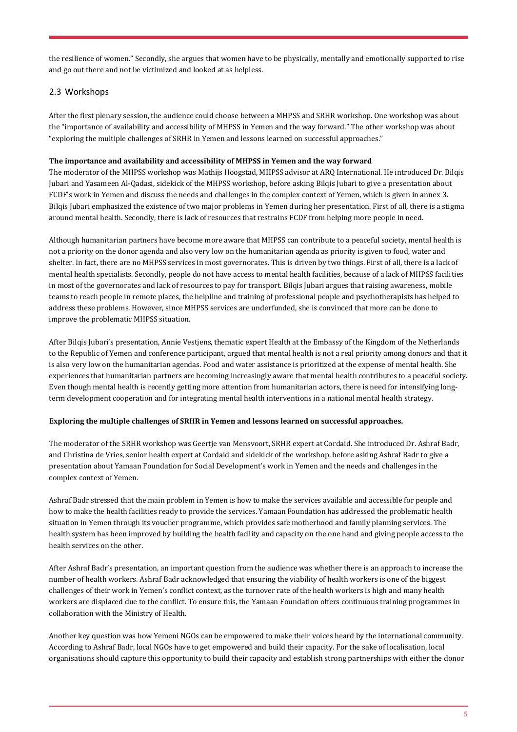the resilience of women." Secondly, she argues that women have to be physically, mentally and emotionally supported to rise and go out there and not be victimized and looked at as helpless.

## 2.3 Workshops

After the first plenary session, the audience could choose between a MHPSS and SRHR workshop. One workshop was about the "importance of availability and accessibility of MHPSS in Yemen and the way forward." The other workshop was about "exploring the multiple challenges of SRHR in Yemen and lessons learned on successful approaches."

**The importance and availability and accessibility of MHPSS in Yemen and the way forward**

The moderator of the MHPSS workshop was Mathijs Hoogstad, MHPSS advisor at ARQ International. He introduced Dr. Bilqis Jubari and Yasameen Al-Qadasi, sidekick of the MHPSS workshop, before asking Bilqis Jubari to give a presentation about FCDF's work in Yemen and discuss the needs and challenges in the complex context of Yemen, which is given in annex 3. Bilqis Jubari emphasized the existence of two major problems in Yemen during her presentation. First of all, there is a stigma around mental health. Secondly, there is lack of resources that restrains FCDF from helping more people in need.

Although humanitarian partners have become more aware that MHPSS can contribute to a peaceful society, mental health is not a priority on the donor agenda and also very low on the humanitarian agenda as priority is given to food, water and shelter. In fact, there are no MHPSS services in most governorates. This is driven by two things. First of all, there is a lack of mental health specialists. Secondly, people do not have access to mental health facilities, because of a lack of MHPSS facilities in most of the governorates and lack of resources to pay for transport. Bilqis Jubari argues that raising awareness, mobile teams to reach people in remote places, the helpline and training of professional people and psychotherapists has helped to address these problems. However, since MHPSS services are underfunded, she is convinced that more can be done to improve the problematic MHPSS situation.

After Bilqis Jubari's presentation, Annie Vestjens, thematic expert Health at the Embassy of the Kingdom of the Netherlands to the Republic of Yemen and conference participant, argued that mental health is not a real priority among donors and that it is also very low on the humanitarian agendas. Food and water assistance is prioritized at the expense of mental health. She experiences that humanitarian partners are becoming increasingly aware that mental health contributes to a peaceful society. Even though mental health is recently getting more attention from humanitarian actors, there is need for intensifying long-term development cooperation and for integrating mental health interventions in a national mental health strategy.

**Exploring the multiple challenges of SRHR in Yemen and lessons learned on successful approaches.**

The moderator of the SRHR workshop was Geertje van Mensvoort, SRHR expert at Cordaid. She introduced Dr. Ashraf Badr, and Christina de Vries, senior health expert at Cordaid and sidekick of the workshop, before asking Ashraf Badr to give a presentation about Yamaan Foundation for Social Development's work in Yemen and the needs and challenges in the complex context of Yemen.

Ashraf Badr stressed that the main problem in Yemen is how to make the services available and accessible for people and how to make the health facilities ready to provide the services. Yamaan Foundation has addressed the problematic health situation in Yemen through its voucher programme, which provides safe motherhood and family planning services. The health system has been improved by building the health facility and capacity on the one hand and giving people access to the health services on the other.

After Ashraf Badr's presentation, an important question from the audience was whether there is an approach to increase the number of health workers. Ashraf Badr acknowledged that ensuring the viability of health workers is one of the biggest challenges of their work in Yemen's conflict context, as the turnover rate of the health workers is high and many health workers are displaced due to the conflict. To ensure this, the Yamaan Foundation offers continuous training programmes in collaboration with the Ministry of Health.

Another key question was how Yemeni NGOs can be empowered to make their voices heard by the international community. According to Ashraf Badr, local NGOs have to get empowered and build their capacity. For the sake of localisation, local organisations should capture this opportunity to build their capacity and establish strong partnerships with either the donor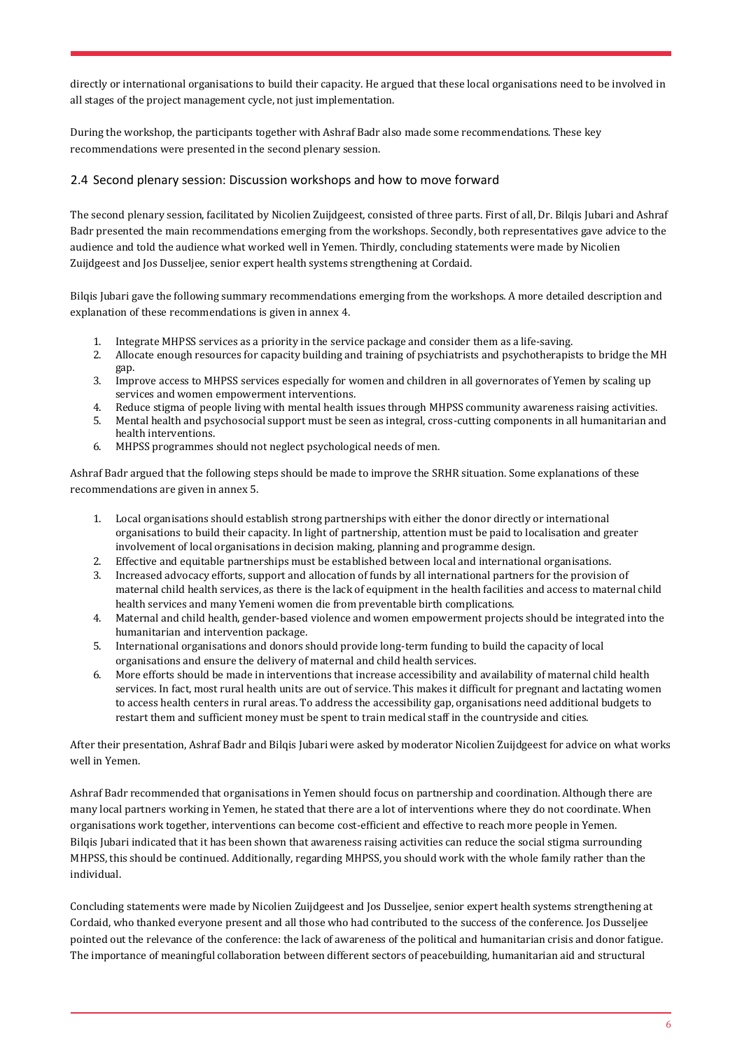directly or international organisations to build their capacity. He argued that these local organisations need to be involved in all stages of the project management cycle, not just implementation.

During the workshop, the participants together with Ashraf Badr also made some recommendations. These key recommendations were presented in the second plenary session.

## 2.4 Second plenary session: Discussion workshops and how to move forward

The second plenary session, facilitated by Nicolien Zuijdgeest, consisted of three parts. First of all, Dr. Bilqis Jubari and Ashraf Badr presented the main recommendations emerging from the workshops. Secondly, both representatives gave advice to the audience and told the audience what worked well in Yemen. Thirdly, concluding statements were made by Nicolien Zuijdgeest and Jos Dusseljee, senior expert health systems strengthening at Cordaid.

Bilqis Jubari gave the following summary recommendations emerging from the workshops. A more detailed description and explanation of these recommendations is given in annex 4.

1. Integrate MHPSS services as a priority in the service package and consider them as a life-saving.
2. Allocate enough resources for capacity building and training of psychiatrists and psychotherapists to bridge the MH gap.
3. Improve access to MHPSS services especially for women and children in all governorates of Yemen by scaling up services and women empowerment interventions.
4. Reduce stigma of people living with mental health issues through MHPSS community awareness raising activities.
5. Mental health and psychosocial support must be seen as integral, cross-cutting components in all humanitarian and health interventions.
6. MHPSS programmes should not neglect psychological needs of men.

Ashraf Badr argued that the following steps should be made to improve the SRHR situation. Some explanations of these recommendations are given in annex 5.

1. Local organisations should establish strong partnerships with either the donor directly or international organisations to build their capacity. In light of partnership, attention must be paid to localisation and greater involvement of local organisations in decision making, planning and programme design.
2. Effective and equitable partnerships must be established between local and international organisations.
3. Increased advocacy efforts, support and allocation of funds by all international partners for the provision of maternal child health services, as there is the lack of equipment in the health facilities and access to maternal child health services and many Yemeni women die from preventable birth complications.
4. Maternal and child health, gender-based violence and women empowerment projects should be integrated into the humanitarian and intervention package.
5. International organisations and donors should provide long-term funding to build the capacity of local organisations and ensure the delivery of maternal and child health services.
6. More efforts should be made in interventions that increase accessibility and availability of maternal child health services. In fact, most rural health units are out of service. This makes it difficult for pregnant and lactating women to access health centers in rural areas. To address the accessibility gap, organisations need additional budgets to restart them and sufficient money must be spent to train medical staff in the countryside and cities.

After their presentation, Ashraf Badr and Bilqis Jubari were asked by moderator Nicolien Zuijdgeest for advice on what works well in Yemen.

Ashraf Badr recommended that organisations in Yemen should focus on partnership and coordination. Although there are many local partners working in Yemen, he stated that there are a lot of interventions where they do not coordinate. When organisations work together, interventions can become cost-efficient and effective to reach more people in Yemen. Bilqis Jubari indicated that it has been shown that awareness raising activities can reduce the social stigma surrounding MHPSS, this should be continued. Additionally, regarding MHPSS, you should work with the whole family rather than the individual.

Concluding statements were made by Nicolien Zuijdgeest and Jos Dusseljee, senior expert health systems strengthening at Cordaid, who thanked everyone present and all those who had contributed to the success of the conference. Jos Dusseljee pointed out the relevance of the conference: the lack of awareness of the political and humanitarian crisis and donor fatigue. The importance of meaningful collaboration between different sectors of peacebuilding, humanitarian aid and structural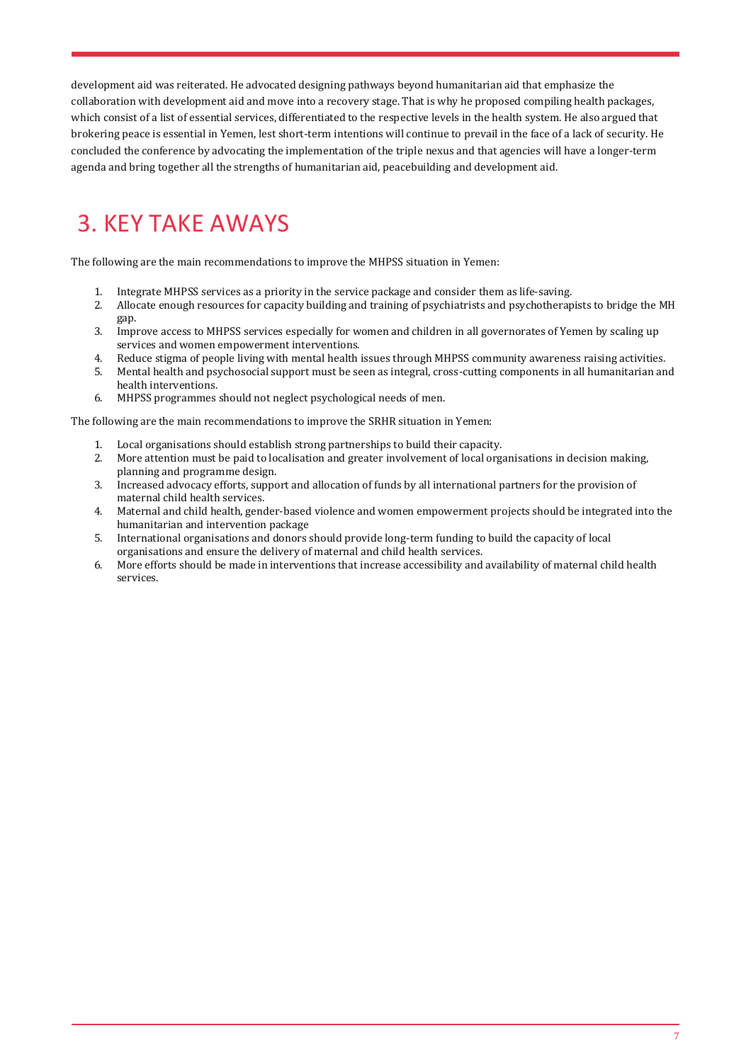development aid was reiterated. He advocated designing pathways beyond humanitarian aid that emphasize the collaboration with development aid and move into a recovery stage. That is why he proposed compiling health packages, which consist of a list of essential services, differentiated to the respective levels in the health system. He also argued that brokering peace is essential in Yemen, lest short-term intentions will continue to prevail in the face of a lack of security. He concluded the conference by advocating the implementation of the triple nexus and that agencies will have a longer-term agenda and bring together all the strengths of humanitarian aid, peacebuilding and development aid.

# 3. KEY TAKE AWAYS

The following are the main recommendations to improve the MHPSS situation in Yemen:

1. Integrate MHPSS services as a priority in the service package and consider them as life-saving.
2. Allocate enough resources for capacity building and training of psychiatrists and psychotherapists to bridge the MH gap.
3. Improve access to MHPSS services especially for women and children in all governorates of Yemen by scaling up services and women empowerment interventions.
4. Reduce stigma of people living with mental health issues through MHPSS community awareness raising activities.
5. Mental health and psychosocial support must be seen as integral, cross-cutting components in all humanitarian and health interventions.
6. MHPSS programmes should not neglect psychological needs of men.

The following are the main recommendations to improve the SRHR situation in Yemen:

1. Local organisations should establish strong partnerships to build their capacity.
2. More attention must be paid to localisation and greater involvement of local organisations in decision making, planning and programme design.
3. Increased advocacy efforts, support and allocation of funds by all international partners for the provision of maternal child health services.
4. Maternal and child health, gender-based violence and women empowerment projects should be integrated into the humanitarian and intervention package
5. International organisations and donors should provide long-term funding to build the capacity of local organisations and ensure the delivery of maternal and child health services.
6. More efforts should be made in interventions that increase accessibility and availability of maternal child health services.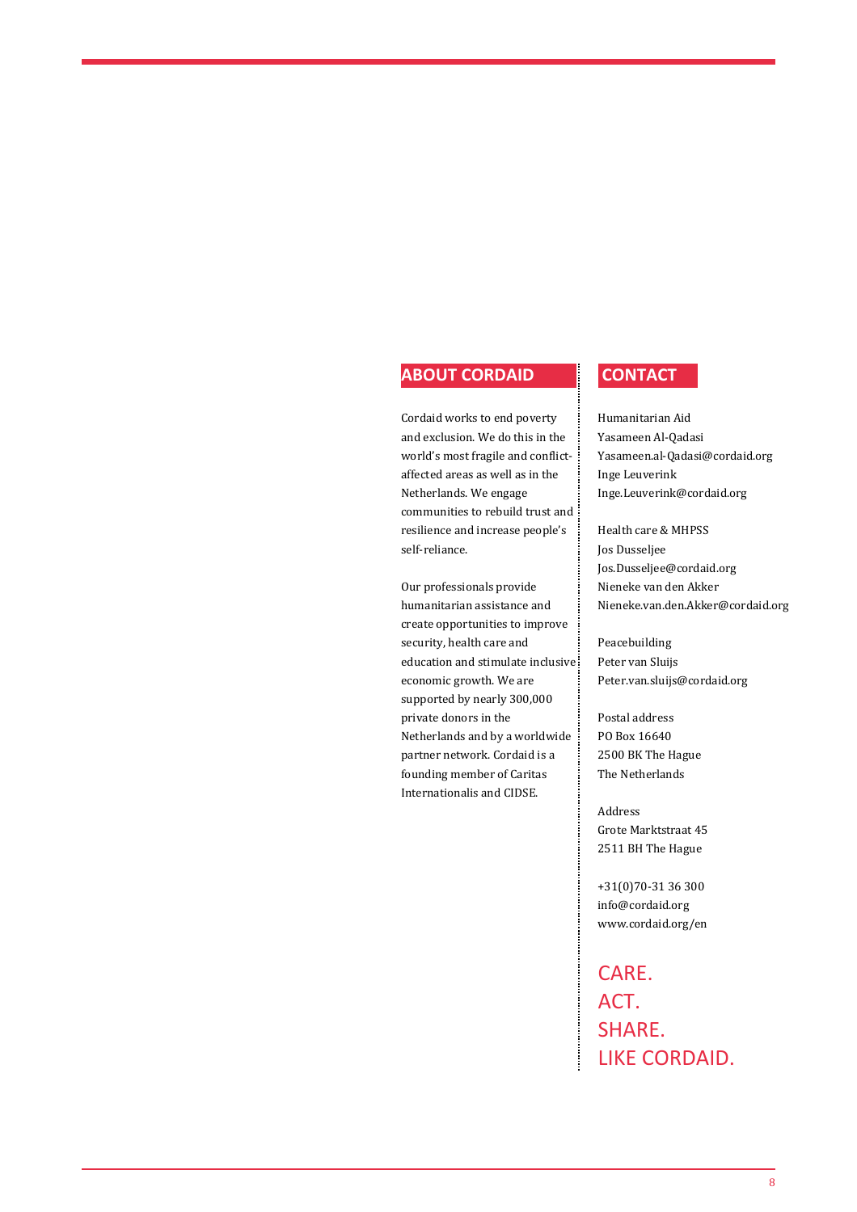## ABOUT CORDAID

Cordaid works to end poverty and exclusion. We do this in the world's most fragile and conflict-affected areas as well as in the Netherlands. We engage communities to rebuild trust and resilience and increase people's self-reliance.

Our professionals provide humanitarian assistance and create opportunities to improve security, health care and education and stimulate inclusive economic growth. We are supported by nearly 300,000 private donors in the Netherlands and by a worldwide partner network. Cordaid is a founding member of Caritas Internationalis and CIDSE.

## CONTACT

Humanitarian Aid  
Yasameen Al-Qadasi  
Yasameen.al-Qadasi@cordaid.org  
Inge Leuverink  
Inge.Leuverink@cordaid.org

Health care & MHPSS  
Jos Dusseljee  
Jos.Dusseljee@cordaid.org  
Nieneke van den Akker  
Nieneke.van.den.Akker@cordaid.org

Peacebuilding  
Peter van Sluijs  
Peter.van.sluijs@cordaid.org

Postal address  
PO Box 16640  
2500 BK The Hague  
The Netherlands

Address  
Grote Marktstraat 45  
2511 BH The Hague

+31(0)70-31 36 300  
info@cordaid.org  
www.cordaid.org/en

CARE.  
ACT.  
SHARE.  
LIKE CORDAID.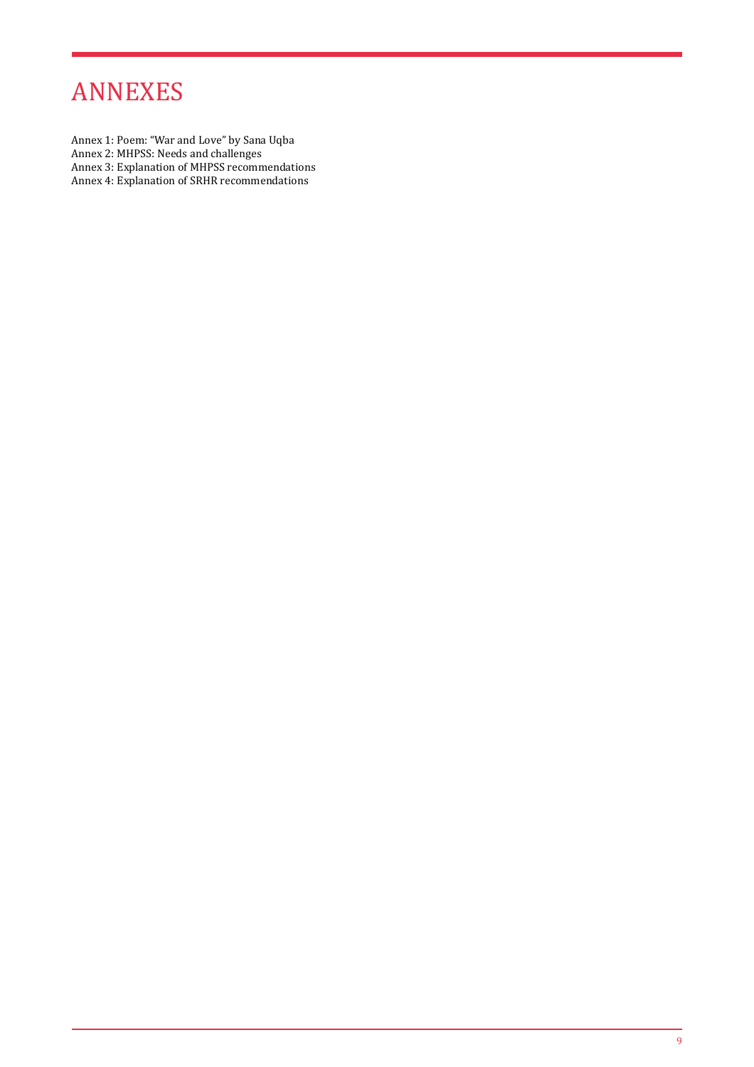# ANNEXES

Annex 1: Poem: "War and Love" by Sana Uqba
Annex 2: MHPSS: Needs and challenges
Annex 3: Explanation of MHPSS recommendations
Annex 4: Explanation of SRHR recommendations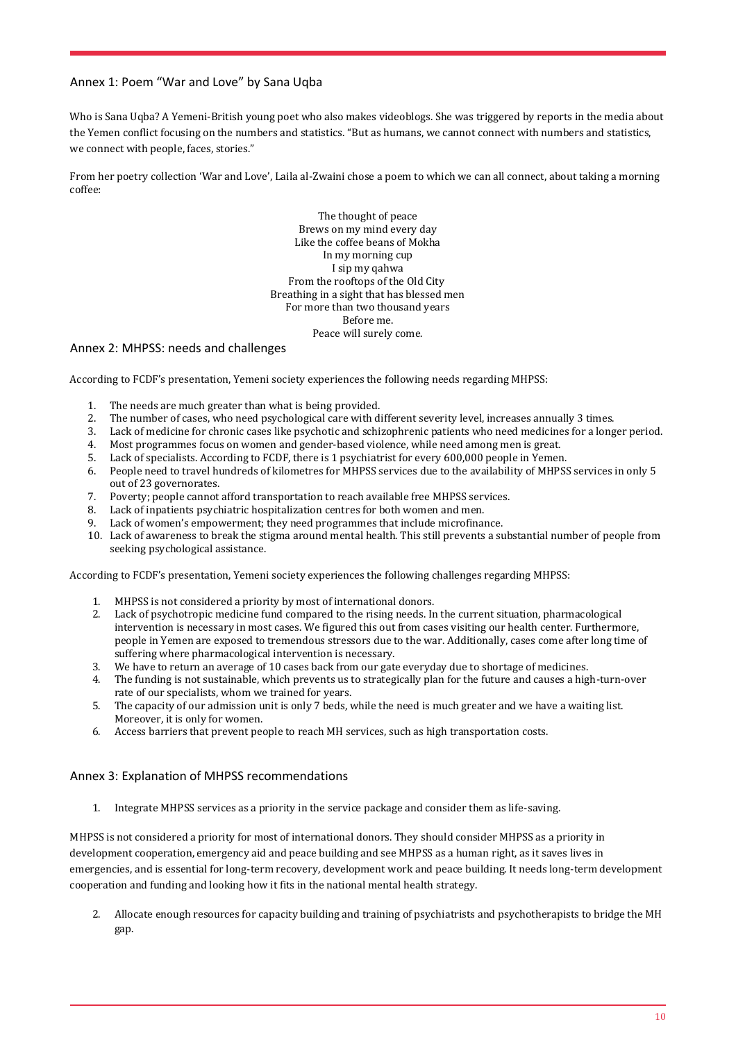## Annex 1: Poem "War and Love" by Sana Uqba

Who is Sana Uqba? A Yemeni-British young poet who also makes videoblogs. She was triggered by reports in the media about the Yemen conflict focusing on the numbers and statistics. "But as humans, we cannot connect with numbers and statistics, we connect with people, faces, stories."

From her poetry collection 'War and Love', Laila al-Zwaini chose a poem to which we can all connect, about taking a morning coffee:

The thought of peace  
Brews on my mind every day  
Like the coffee beans of Mokha  
In my morning cup  
I sip my qahwa  
From the rooftops of the Old City  
Breathing in a sight that has blessed men  
For more than two thousand years  
Before me.  
Peace will surely come.

## Annex 2: MHPSS: needs and challenges

According to FCDF's presentation, Yemeni society experiences the following needs regarding MHPSS:

1. The needs are much greater than what is being provided.
2. The number of cases, who need psychological care with different severity level, increases annually 3 times.
3. Lack of medicine for chronic cases like psychotic and schizophrenic patients who need medicines for a longer period.
4. Most programmes focus on women and gender-based violence, while need among men is great.
5. Lack of specialists. According to FCDF, there is 1 psychiatrist for every 600,000 people in Yemen.
6. People need to travel hundreds of kilometres for MHPSS services due to the availability of MHPSS services in only 5 out of 23 governorates.
7. Poverty; people cannot afford transportation to reach available free MHPSS services.
8. Lack of inpatients psychiatric hospitalization centres for both women and men.
9. Lack of women's empowerment; they need programmes that include microfinance.
10. Lack of awareness to break the stigma around mental health. This still prevents a substantial number of people from seeking psychological assistance.

According to FCDF's presentation, Yemeni society experiences the following challenges regarding MHPSS:

1. MHPSS is not considered a priority by most of international donors.
2. Lack of psychotropic medicine fund compared to the rising needs. In the current situation, pharmacological intervention is necessary in most cases. We figured this out from cases visiting our health center. Furthermore, people in Yemen are exposed to tremendous stressors due to the war. Additionally, cases come after long time of suffering where pharmacological intervention is necessary.
3. We have to return an average of 10 cases back from our gate everyday due to shortage of medicines.
4. The funding is not sustainable, which prevents us to strategically plan for the future and causes a high-turn-over rate of our specialists, whom we trained for years.
5. The capacity of our admission unit is only 7 beds, while the need is much greater and we have a waiting list. Moreover, it is only for women.
6. Access barriers that prevent people to reach MH services, such as high transportation costs.

## Annex 3: Explanation of MHPSS recommendations

1. Integrate MHPSS services as a priority in the service package and consider them as life-saving.

MHPSS is not considered a priority for most of international donors. They should consider MHPSS as a priority in development cooperation, emergency aid and peace building and see MHPSS as a human right, as it saves lives in emergencies, and is essential for long-term recovery, development work and peace building. It needs long-term development cooperation and funding and looking how it fits in the national mental health strategy.

2. Allocate enough resources for capacity building and training of psychiatrists and psychotherapists to bridge the MH gap.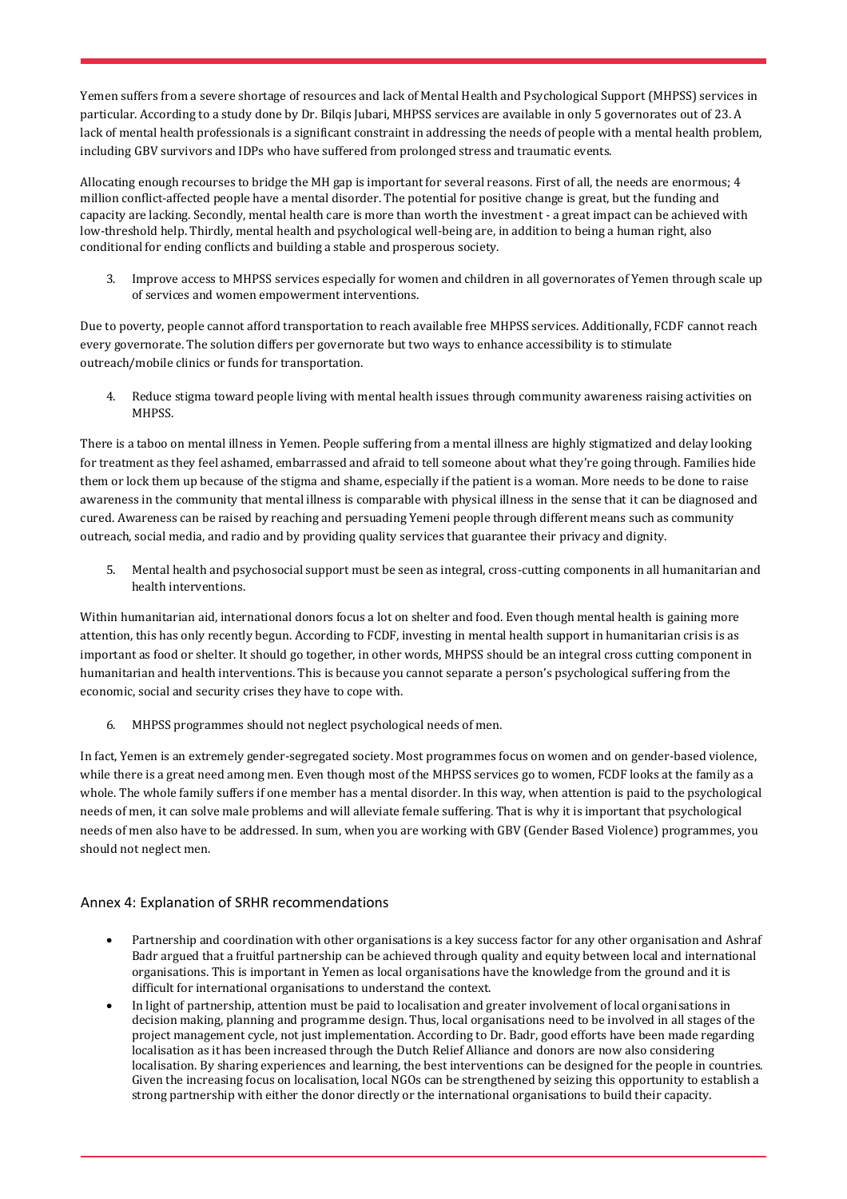Yemen suffers from a severe shortage of resources and lack of Mental Health and Psychological Support (MHPSS) services in particular. According to a study done by Dr. Bilqis Jubari, MHPSS services are available in only 5 governorates out of 23. A lack of mental health professionals is a significant constraint in addressing the needs of people with a mental health problem, including GBV survivors and IDPs who have suffered from prolonged stress and traumatic events.

Allocating enough recourses to bridge the MH gap is important for several reasons. First of all, the needs are enormous; 4 million conflict-affected people have a mental disorder. The potential for positive change is great, but the funding and capacity are lacking. Secondly, mental health care is more than worth the investment - a great impact can be achieved with low-threshold help. Thirdly, mental health and psychological well-being are, in addition to being a human right, also conditional for ending conflicts and building a stable and prosperous society.

3. Improve access to MHPSS services especially for women and children in all governorates of Yemen through scale up of services and women empowerment interventions.

Due to poverty, people cannot afford transportation to reach available free MHPSS services. Additionally, FCDF cannot reach every governorate. The solution differs per governorate but two ways to enhance accessibility is to stimulate outreach/mobile clinics or funds for transportation.

4. Reduce stigma toward people living with mental health issues through community awareness raising activities on MHPSS.

There is a taboo on mental illness in Yemen. People suffering from a mental illness are highly stigmatized and delay looking for treatment as they feel ashamed, embarrassed and afraid to tell someone about what they're going through. Families hide them or lock them up because of the stigma and shame, especially if the patient is a woman. More needs to be done to raise awareness in the community that mental illness is comparable with physical illness in the sense that it can be diagnosed and cured. Awareness can be raised by reaching and persuading Yemeni people through different means such as community outreach, social media, and radio and by providing quality services that guarantee their privacy and dignity.

5. Mental health and psychosocial support must be seen as integral, cross-cutting components in all humanitarian and health interventions.

Within humanitarian aid, international donors focus a lot on shelter and food. Even though mental health is gaining more attention, this has only recently begun. According to FCDF, investing in mental health support in humanitarian crisis is as important as food or shelter. It should go together, in other words, MHPSS should be an integral cross cutting component in humanitarian and health interventions. This is because you cannot separate a person's psychological suffering from the economic, social and security crises they have to cope with.

6. MHPSS programmes should not neglect psychological needs of men.

In fact, Yemen is an extremely gender-segregated society. Most programmes focus on women and on gender-based violence, while there is a great need among men. Even though most of the MHPSS services go to women, FCDF looks at the family as a whole. The whole family suffers if one member has a mental disorder. In this way, when attention is paid to the psychological needs of men, it can solve male problems and will alleviate female suffering. That is why it is important that psychological needs of men also have to be addressed. In sum, when you are working with GBV (Gender Based Violence) programmes, you should not neglect men.

## Annex 4: Explanation of SRHR recommendations

- Partnership and coordination with other organisations is a key success factor for any other organisation and Ashraf Badr argued that a fruitful partnership can be achieved through quality and equity between local and international organisations. This is important in Yemen as local organisations have the knowledge from the ground and it is difficult for international organisations to understand the context.
- In light of partnership, attention must be paid to localisation and greater involvement of local organisations in decision making, planning and programme design. Thus, local organisations need to be involved in all stages of the project management cycle, not just implementation. According to Dr. Badr, good efforts have been made regarding localisation as it has been increased through the Dutch Relief Alliance and donors are now also considering localisation. By sharing experiences and learning, the best interventions can be designed for the people in countries. Given the increasing focus on localisation, local NGOs can be strengthened by seizing this opportunity to establish a strong partnership with either the donor directly or the international organisations to build their capacity.